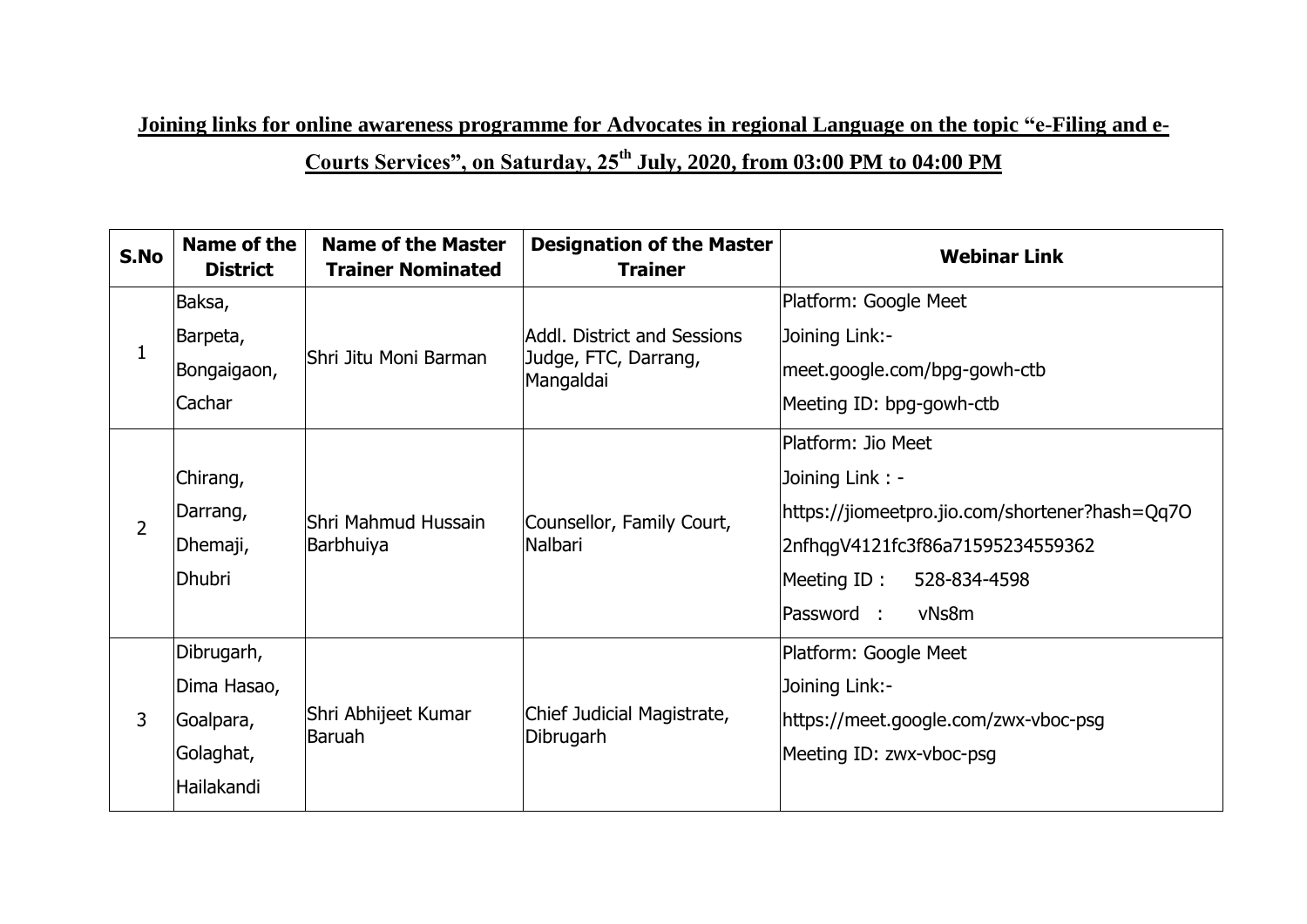**Joining links for online awareness programme for Advocates in regional Language on the topic "e-Filing and e-Courts Services", on Saturday, 25th July, 2020, from 03:00 PM to 04:00 PM**

| S.No | Name of the District | Name of the Master Trainer Nominated | Designation of the Master Trainer | Webinar Link |
|---|---|---|---|---|
| 1 | Baksa,<br>Barpeta,<br>Bongaigaon,<br>Cachar | Shri Jitu Moni Barman | Addl. District and Sessions Judge, FTC, Darrang, Mangaldai | Platform: Google Meet<br>Joining Link:-<br>meet.google.com/bpg-gowh-ctb<br>Meeting ID: bpg-gowh-ctb |
| 2 | Chirang,<br>Darrang,<br>Dhemaji,<br>Dhubri | Shri Mahmud Hussain Barbhuiya | Counsellor, Family Court, Nalbari | Platform: Jio Meet<br>Joining Link : -<br>https://jiomeetpro.jio.com/shortener?hash=Qq7O2nfhqgV4121fc3f86a71595234559362<br>Meeting ID : 528-834-4598<br>Password : vNs8m |
| 3 | Dibrugarh,<br>Dima Hasao,<br>Goalpara,<br>Golaghat,<br>Hailakandi | Shri Abhijeet Kumar Baruah | Chief Judicial Magistrate, Dibrugarh | Platform: Google Meet<br>Joining Link:-<br>https://meet.google.com/zwx-vboc-psg<br>Meeting ID: zwx-vboc-psg |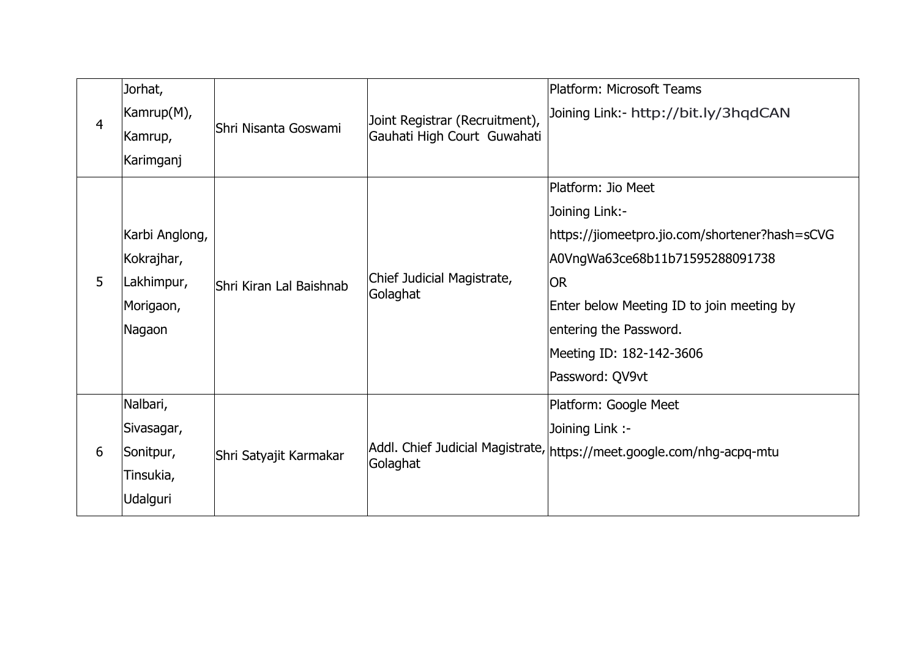| 4 | Jorhat, Kamrup(M), Kamrup, Karimganj | Shri Nisanta Goswami | Joint Registrar (Recruitment), Gauhati High Court Guwahati | Platform: Microsoft Teams<br>Joining Link:- http://bit.ly/3hqdCAN |
|---|---|---|---|---|
| 5 | Karbi Anglong, Kokrajhar, Lakhimpur, Morigaon, Nagaon | Shri Kiran Lal Baishnab | Chief Judicial Magistrate, Golaghat | Platform: Jio Meet<br>Joining Link:-<br>https://jiomeetpro.jio.com/shortener?hash=sCVGA0VngWa63ce68b11b71595288091738<br>OR<br>Enter below Meeting ID to join meeting by entering the Password.<br>Meeting ID: 182-142-3606<br>Password: QV9vt |
| 6 | Nalbari, Sivasagar, Sonitpur, Tinsukia, Udalguri | Shri Satyajit Karmakar | Addl. Chief Judicial Magistrate, Golaghat | Platform: Google Meet<br>Joining Link :-<br>https://meet.google.com/nhg-acpq-mtu |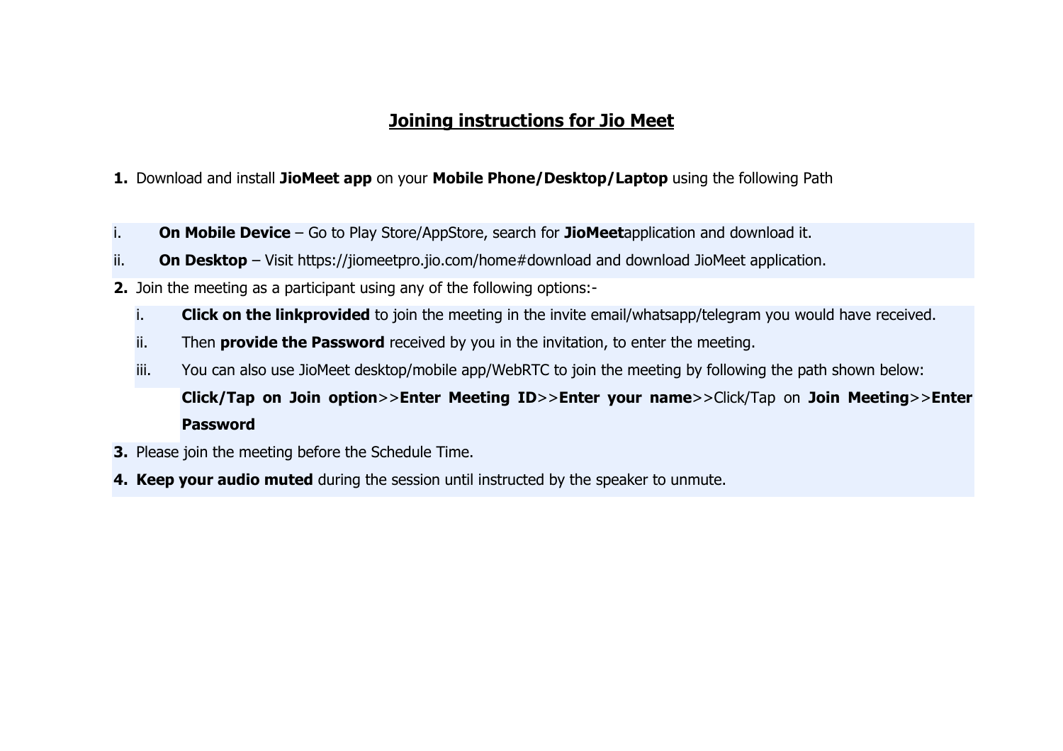## Joining instructions for Jio Meet

1. Download and install **JioMeet app** on your **Mobile Phone/Desktop/Laptop** using the following Path

   i. **On Mobile Device** – Go to Play Store/AppStore, search for **JioMeet**application and download it.

   ii. **On Desktop** – Visit https://jiomeetpro.jio.com/home#download and download JioMeet application.

2. Join the meeting as a participant using any of the following options:-

   i. **Click on the linkprovided** to join the meeting in the invite email/whatsapp/telegram you would have received.

   ii. Then **provide the Password** received by you in the invitation, to enter the meeting.

   iii. You can also use JioMeet desktop/mobile app/WebRTC to join the meeting by following the path shown below:
   **Click/Tap on Join option**>>**Enter Meeting ID**>>**Enter your name**>>Click/Tap on **Join Meeting**>>**Enter Password**

3. Please join the meeting before the Schedule Time.

4. **Keep your audio muted** during the session until instructed by the speaker to unmute.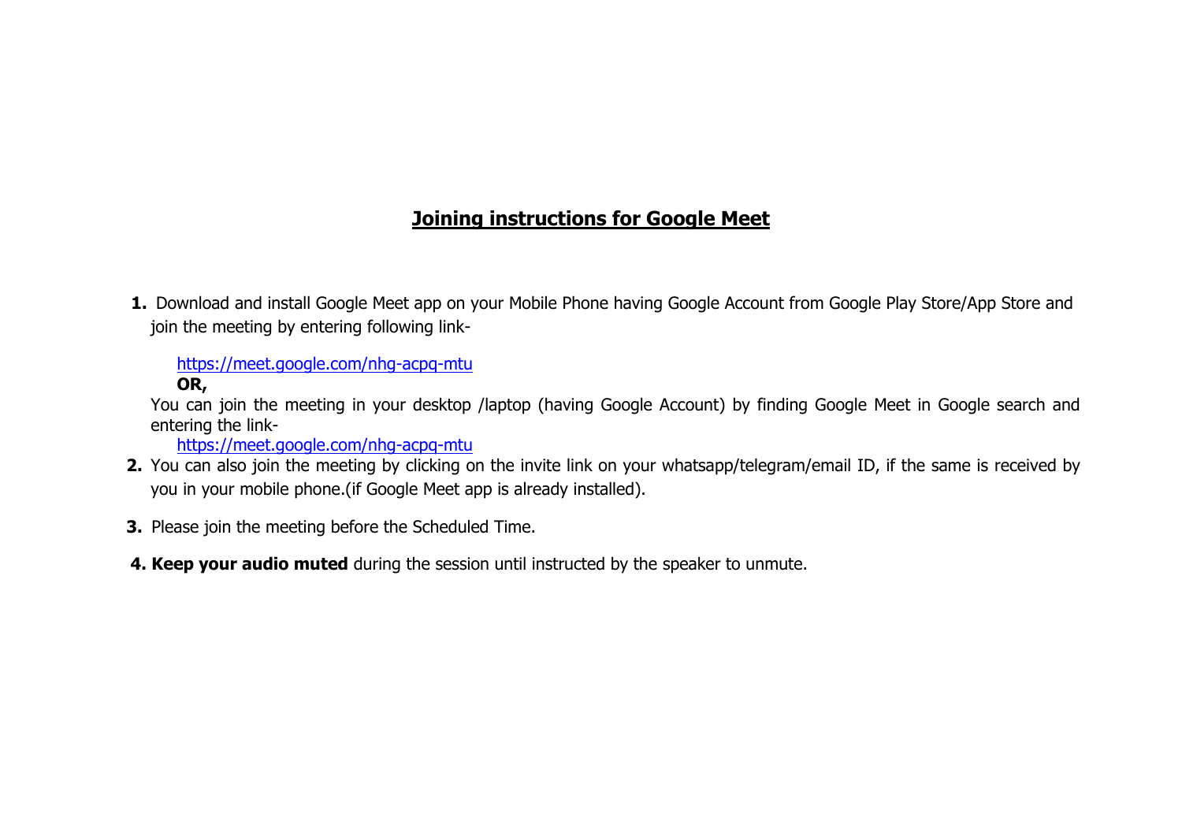# Joining instructions for Google Meet

1. Download and install Google Meet app on your Mobile Phone having Google Account from Google Play Store/App Store and join the meeting by entering following link-

   https://meet.google.com/nhg-acpq-mtu
   **OR,**
   You can join the meeting in your desktop /laptop (having Google Account) by finding Google Meet in Google search and entering the link-
   https://meet.google.com/nhg-acpq-mtu

2. You can also join the meeting by clicking on the invite link on your whatsapp/telegram/email ID, if the same is received by you in your mobile phone.(if Google Meet app is already installed).

3. Please join the meeting before the Scheduled Time.

4. **Keep your audio muted** during the session until instructed by the speaker to unmute.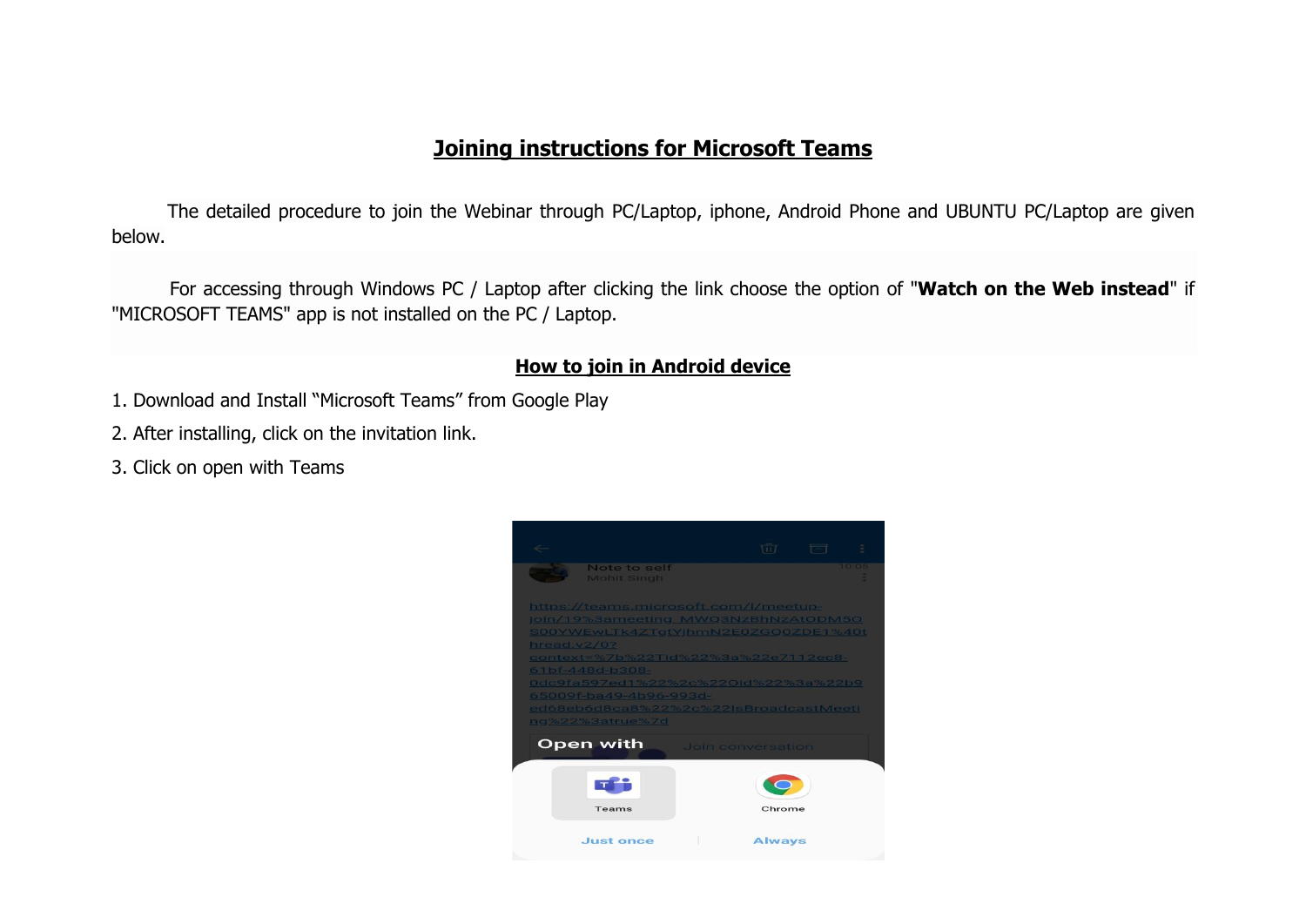# Joining instructions for Microsoft Teams

The detailed procedure to join the Webinar through PC/Laptop, iphone, Android Phone and UBUNTU PC/Laptop are given below.

For accessing through Windows PC / Laptop after clicking the link choose the option of "**Watch on the Web instead**" if "MICROSOFT TEAMS" app is not installed on the PC / Laptop.

## How to join in Android device

1. Download and Install "Microsoft Teams" from Google Play
2. After installing, click on the invitation link.
3. Click on open with Teams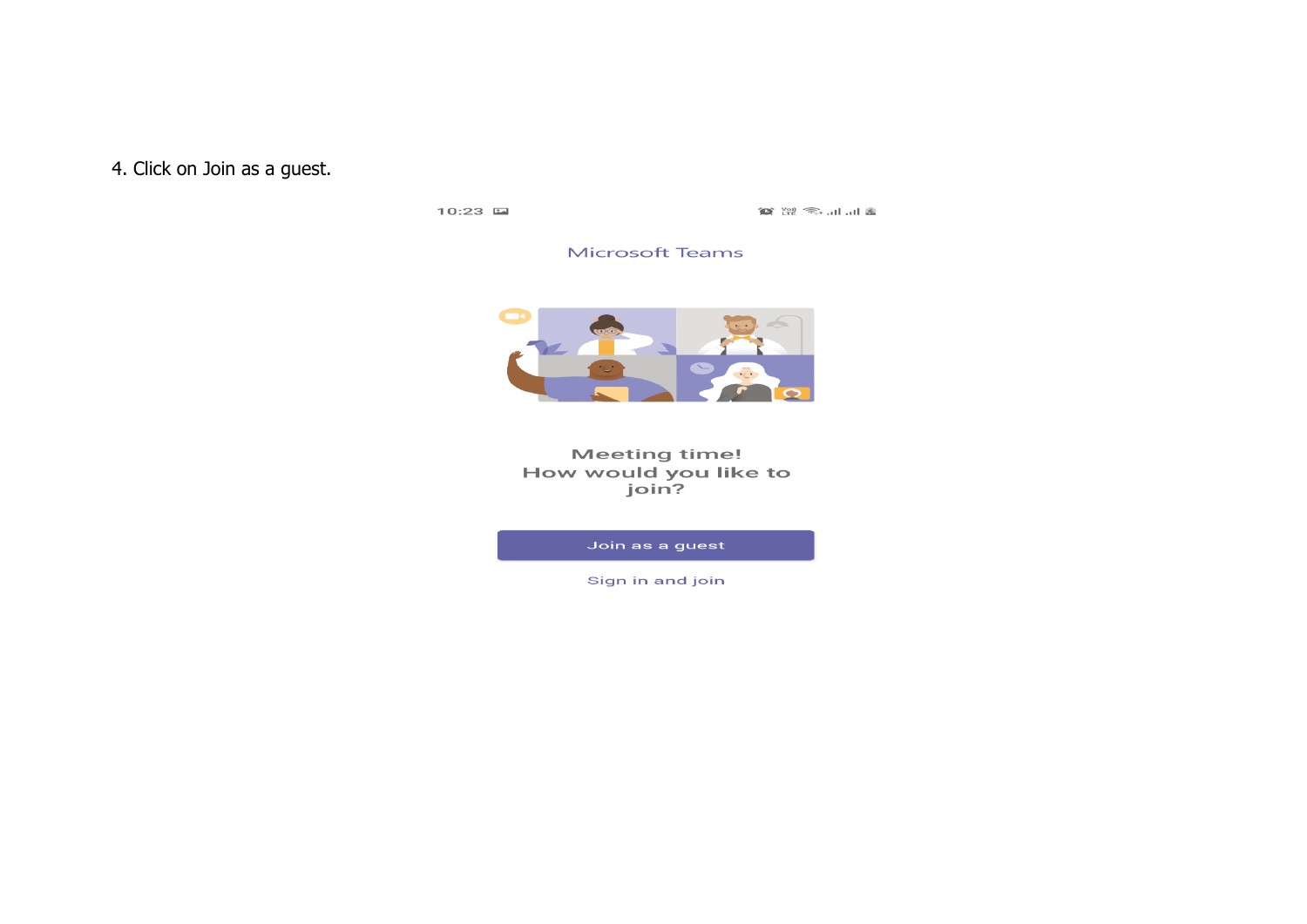4. Click on Join as a guest.

10:23

Microsoft Teams

Meeting time!
How would you like to join?

Join as a guest

Sign in and join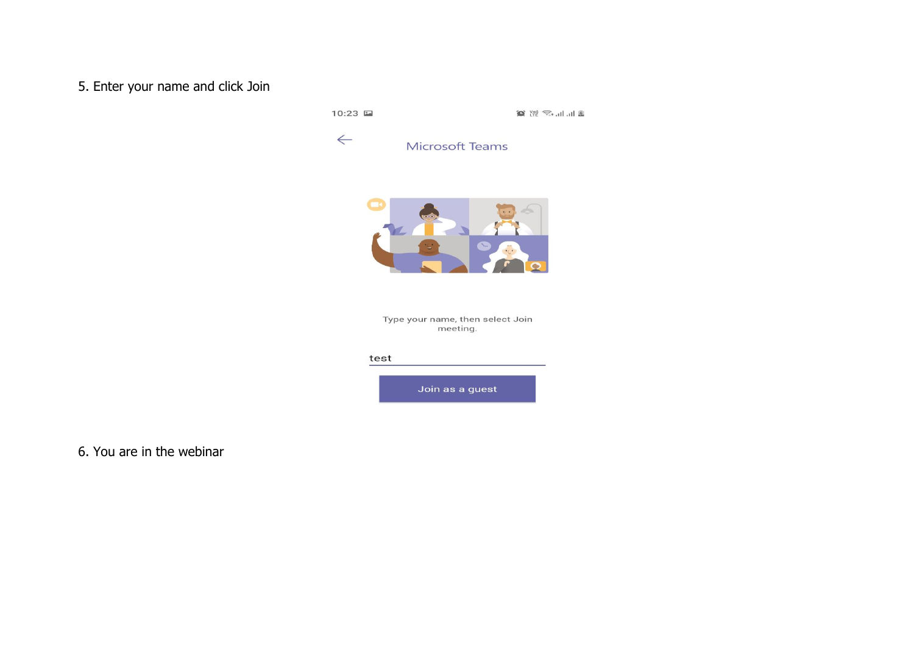5. Enter your name and click Join

10:23

Microsoft Teams

Type your name, then select Join meeting.

test

Join as a guest

6. You are in the webinar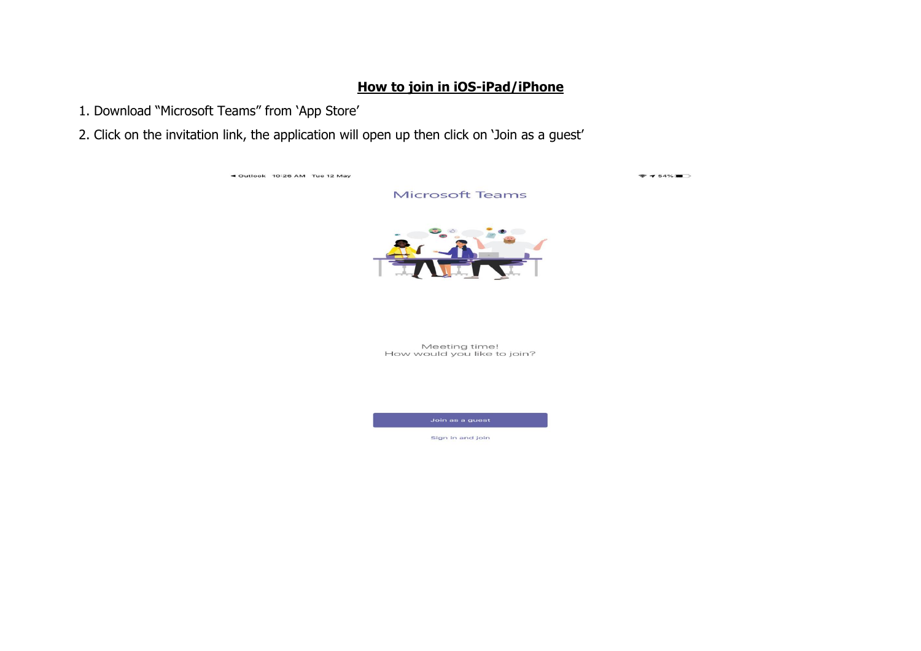## **How to join in iOS-iPad/iPhone**

1. Download “Microsoft Teams” from ‘App Store’
2. Click on the invitation link, the application will open up then click on ‘Join as a guest’

◄ Outlook 10:26 AM Tue 12 May

Microsoft Teams

Meeting time!
How would you like to join?

Join as a guest

Sign in and join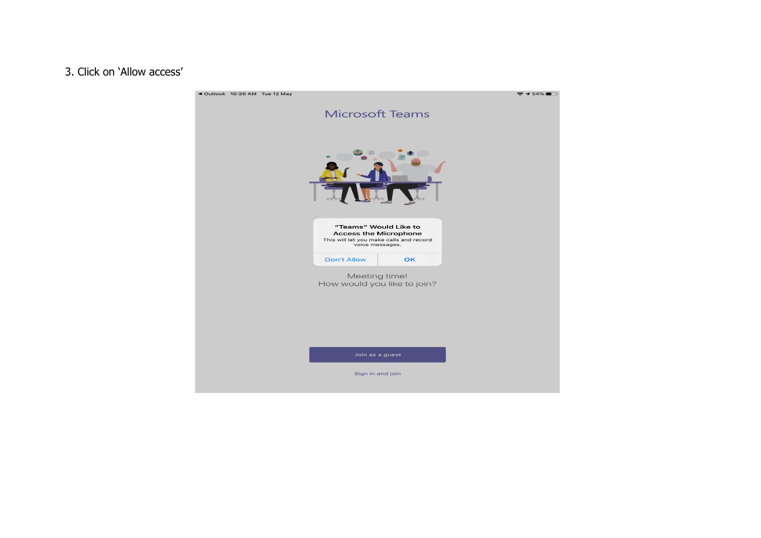3. Click on 'Allow access'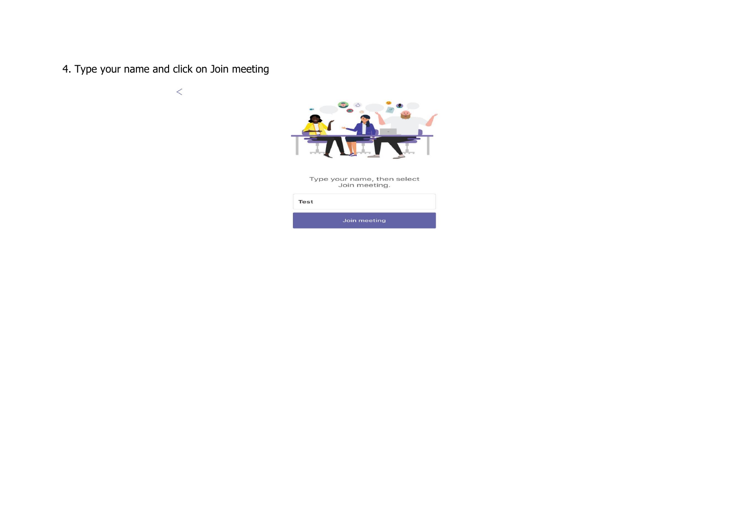4. Type your name and click on Join meeting

<

Type your name, then select Join meeting.

Test

Join meeting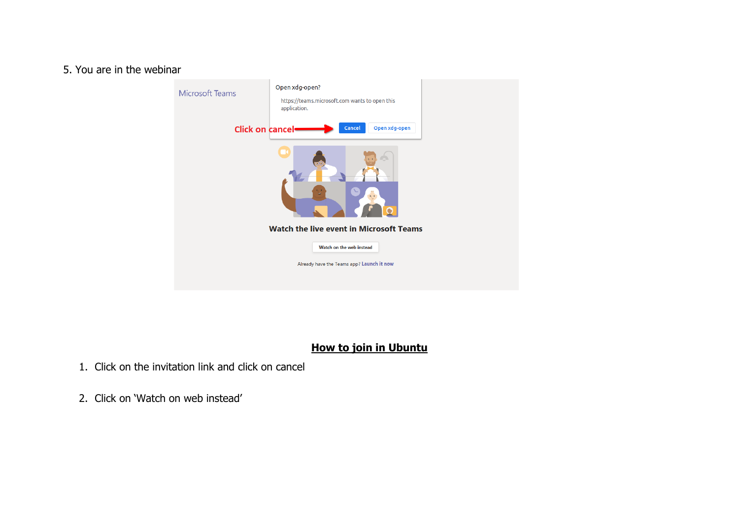5. You are in the webinar

## How to join in Ubuntu

1. Click on the invitation link and click on cancel

2. Click on 'Watch on web instead'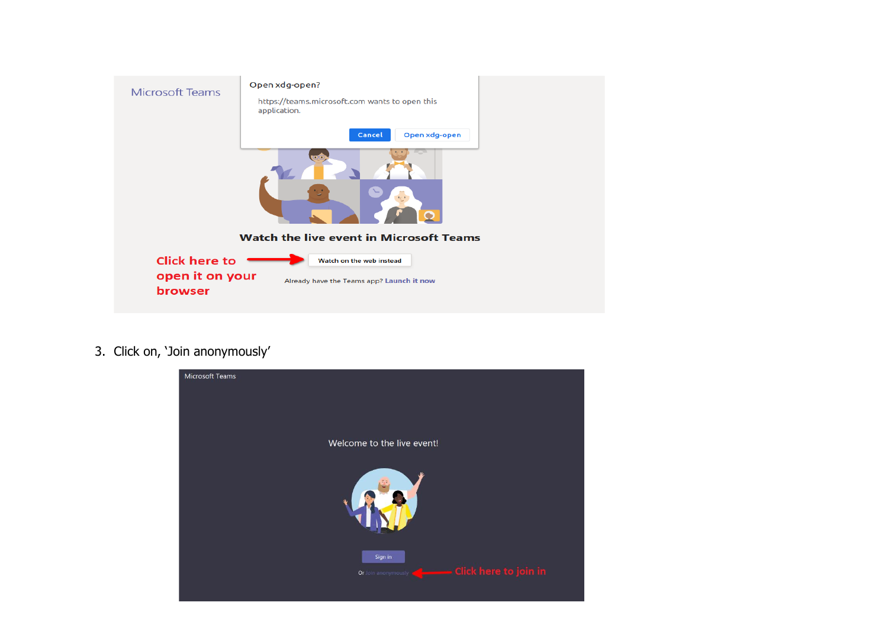Microsoft Teams

Open xdg-open?

https://teams.microsoft.com wants to open this application.

Cancel | Open xdg-open

Watch the live event in Microsoft Teams

Click here to open it on your browser

Watch on the web instead

Already have the Teams app? Launch it now

3. Click on, 'Join anonymously'

Microsoft Teams

Welcome to the live event!

Sign in

Or Join anonymously

Click here to join in